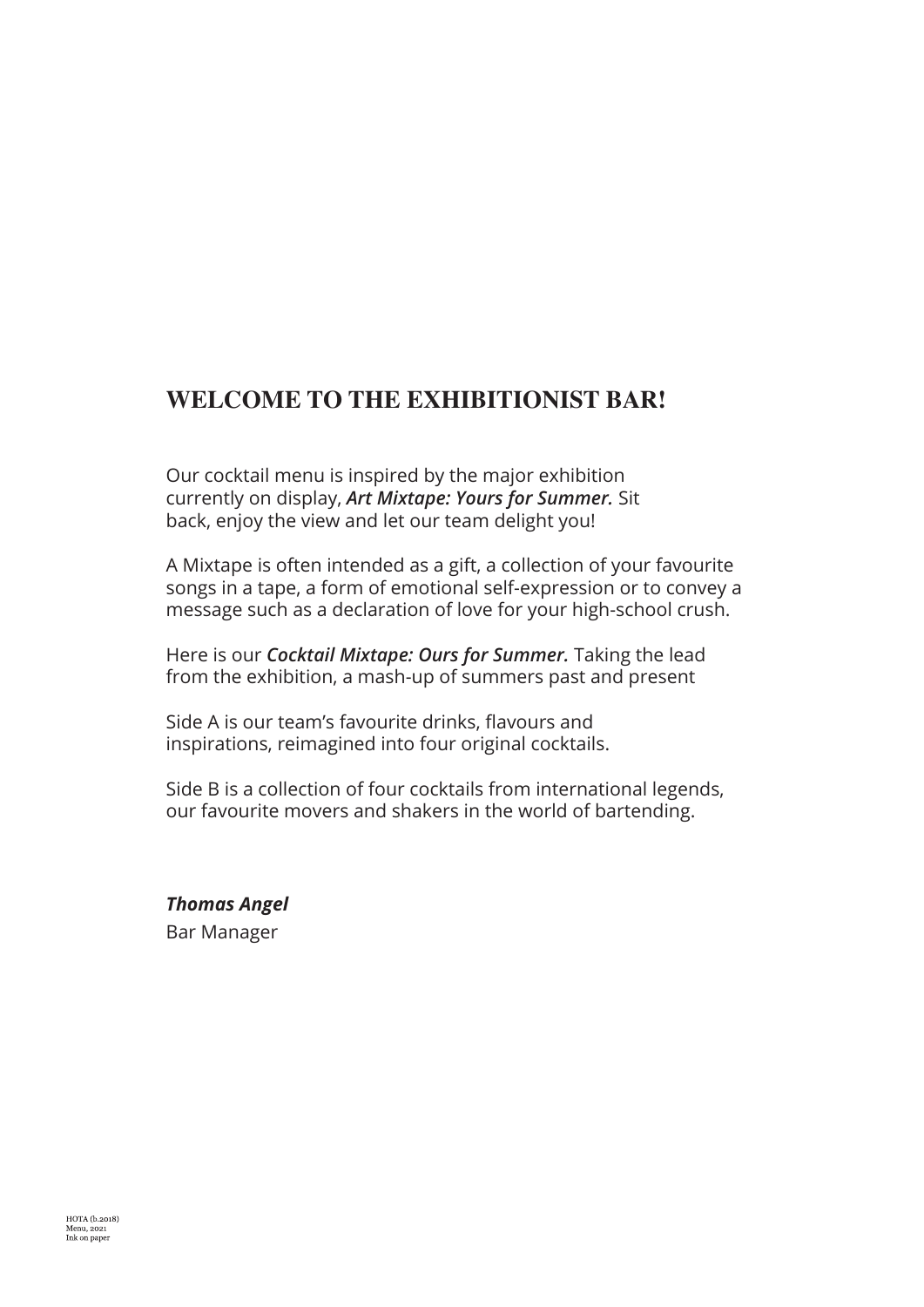# WELCOME TO THE EXHIBITIONIST BAR!

Our cocktail menu is inspired by the major exhibition currently on display, ***Art Mixtape: Yours for Summer.*** Sit back, enjoy the view and let our team delight you!

A Mixtape is often intended as a gift, a collection of your favourite songs in a tape, a form of emotional self-expression or to convey a message such as a declaration of love for your high-school crush.

Here is our ***Cocktail Mixtape: Ours for Summer.*** Taking the lead from the exhibition, a mash-up of summers past and present

Side A is our team's favourite drinks, flavours and inspirations, reimagined into four original cocktails.

Side B is a collection of four cocktails from international legends, our favourite movers and shakers in the world of bartending.

***Thomas Angel***
Bar Manager

HOTA (b.2018)
Menu, 2021
Ink on paper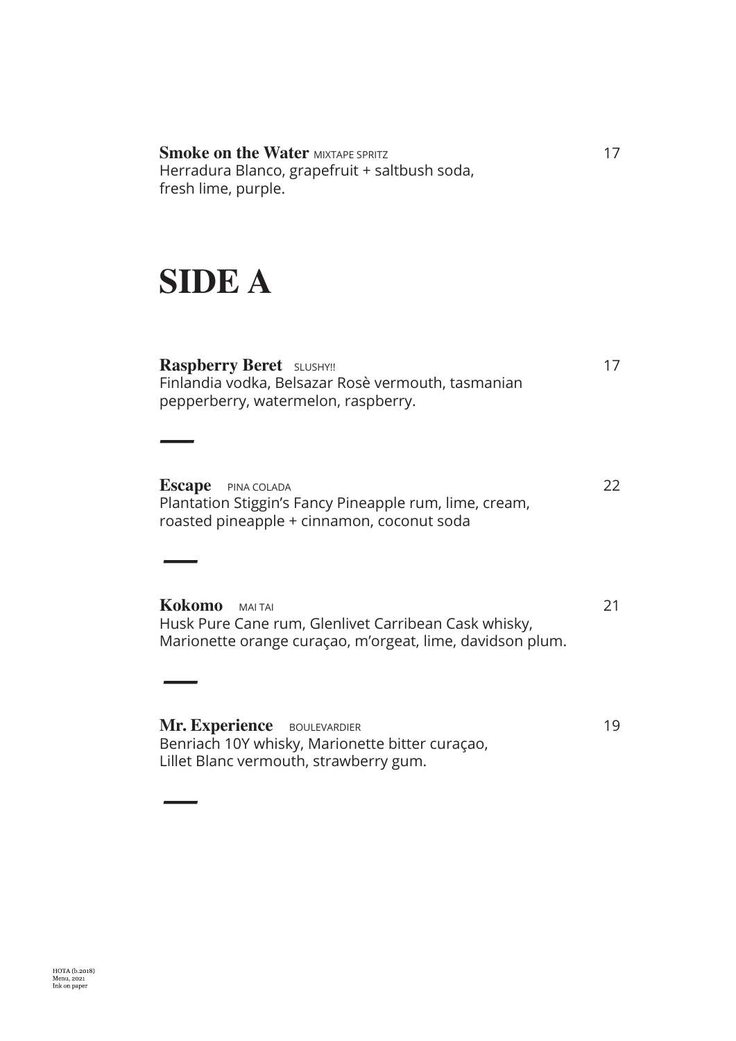**Smoke on the Water** MIXTAPE SPRITZ 17
Herradura Blanco, grapefruit + saltbush soda,
fresh lime, purple.

# SIDE A

**Raspberry Beret** SLUSHY!! 17
Finlandia vodka, Belsazar Rosè vermouth, tasmanian
pepperberry, watermelon, raspberry.

---

**Escape** PINA COLADA 22
Plantation Stiggin's Fancy Pineapple rum, lime, cream,
roasted pineapple + cinnamon, coconut soda

---

**Kokomo** MAI TAI 21
Husk Pure Cane rum, Glenlivet Carribean Cask whisky,
Marionette orange curaçao, m'orgeat, lime, davidson plum.

---

**Mr. Experience** BOULEVARDIER 19
Benriach 10Y whisky, Marionette bitter curaçao,
Lillet Blanc vermouth, strawberry gum.

---

HOTA (b.2018)
Menu, 2021
Ink on paper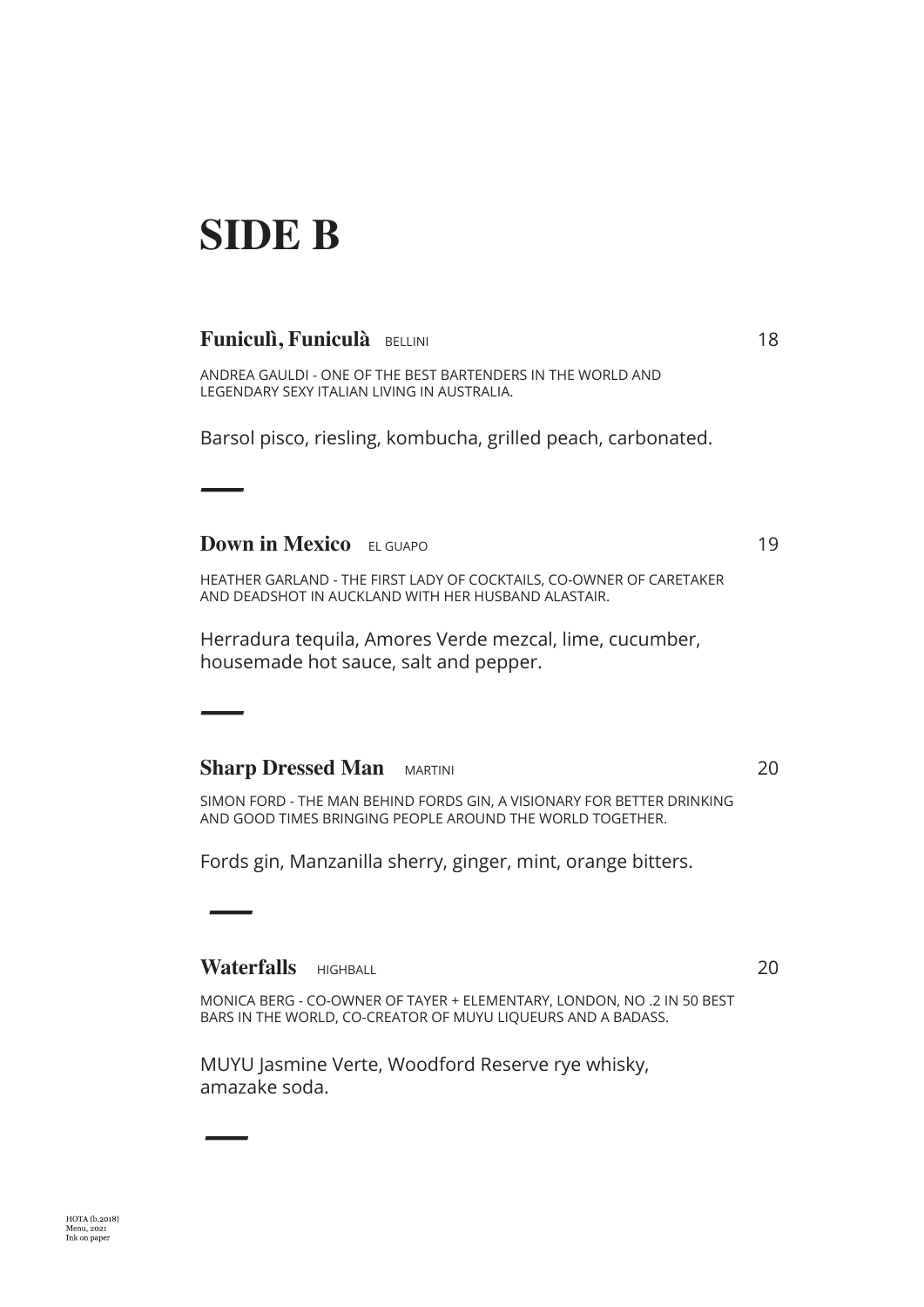# SIDE B

### Funiculì, Funiculà BELLINI 18

ANDREA GAULDI - ONE OF THE BEST BARTENDERS IN THE WORLD AND LEGENDARY SEXY ITALIAN LIVING IN AUSTRALIA.

Barsol pisco, riesling, kombucha, grilled peach, carbonated.

---

### Down in Mexico EL GUAPO 19

HEATHER GARLAND - THE FIRST LADY OF COCKTAILS, CO-OWNER OF CARETAKER AND DEADSHOT IN AUCKLAND WITH HER HUSBAND ALASTAIR.

Herradura tequila, Amores Verde mezcal, lime, cucumber, housemade hot sauce, salt and pepper.

---

### Sharp Dressed Man MARTINI 20

SIMON FORD - THE MAN BEHIND FORDS GIN, A VISIONARY FOR BETTER DRINKING AND GOOD TIMES BRINGING PEOPLE AROUND THE WORLD TOGETHER.

Fords gin, Manzanilla sherry, ginger, mint, orange bitters.

---

### Waterfalls HIGHBALL 20

MONICA BERG - CO-OWNER OF TAYER + ELEMENTARY, LONDON, NO .2 IN 50 BEST BARS IN THE WORLD, CO-CREATOR OF MUYU LIQUEURS AND A BADASS.

MUYU Jasmine Verte, Woodford Reserve rye whisky, amazake soda.

---

HOTA (b.2018)
Menu, 2021
Ink on paper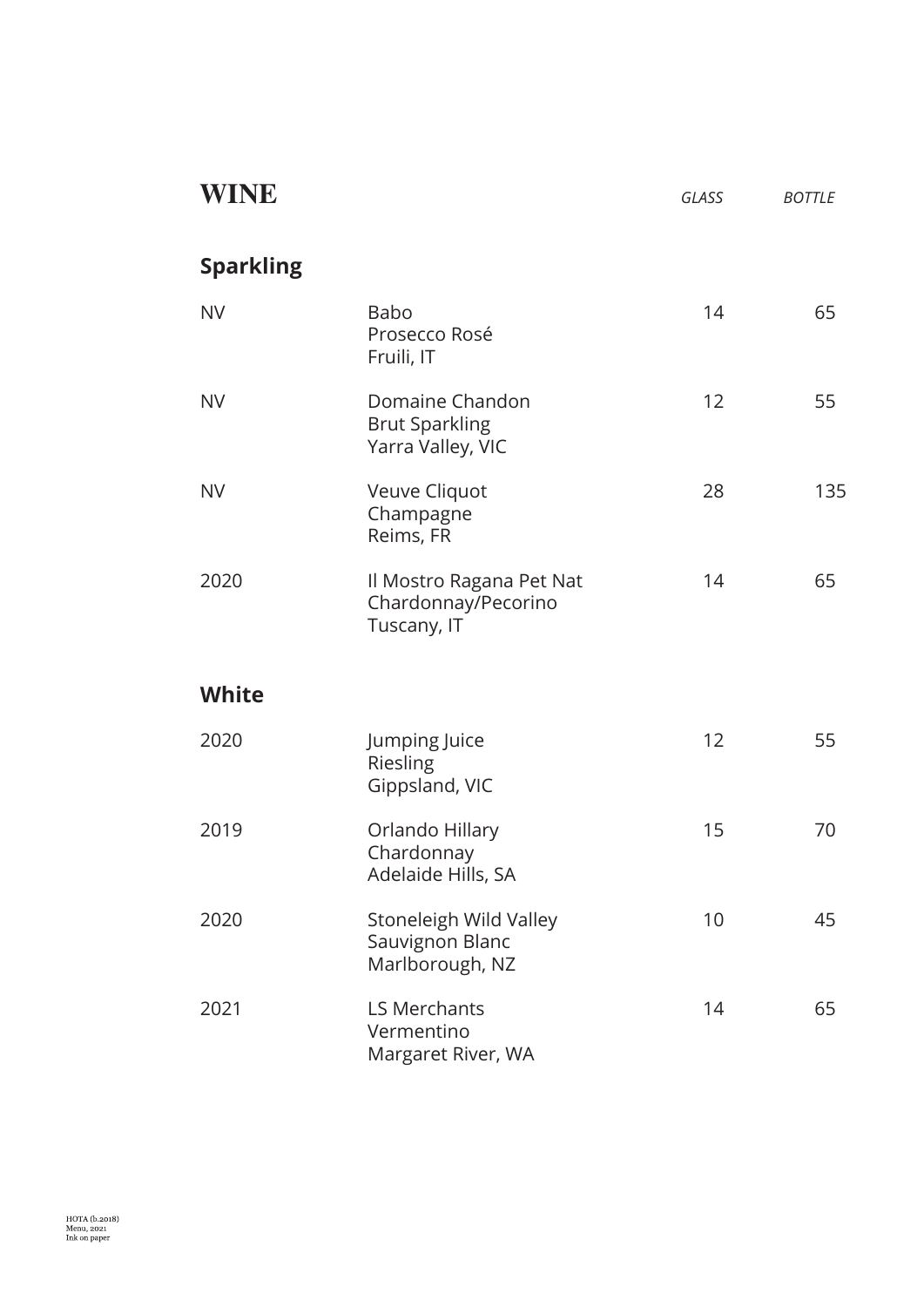# WINE

## Sparkling

| | | *GLASS* | *BOTTLE* |
|---|---|---|---|
| NV | Babo<br>Prosecco Rosé<br>Fruili, IT | 14 | 65 |
| NV | Domaine Chandon<br>Brut Sparkling<br>Yarra Valley, VIC | 12 | 55 |
| NV | Veuve Cliquot<br>Champagne<br>Reims, FR | 28 | 135 |
| 2020 | Il Mostro Ragana Pet Nat<br>Chardonnay/Pecorino<br>Tuscany, IT | 14 | 65 |

## White

| | | *GLASS* | *BOTTLE* |
|---|---|---|---|
| 2020 | Jumping Juice<br>Riesling<br>Gippsland, VIC | 12 | 55 |
| 2019 | Orlando Hillary<br>Chardonnay<br>Adelaide Hills, SA | 15 | 70 |
| 2020 | Stoneleigh Wild Valley<br>Sauvignon Blanc<br>Marlborough, NZ | 10 | 45 |
| 2021 | LS Merchants<br>Vermentino<br>Margaret River, WA | 14 | 65 |

HOTA (b.2018)
Menu, 2021
Ink on paper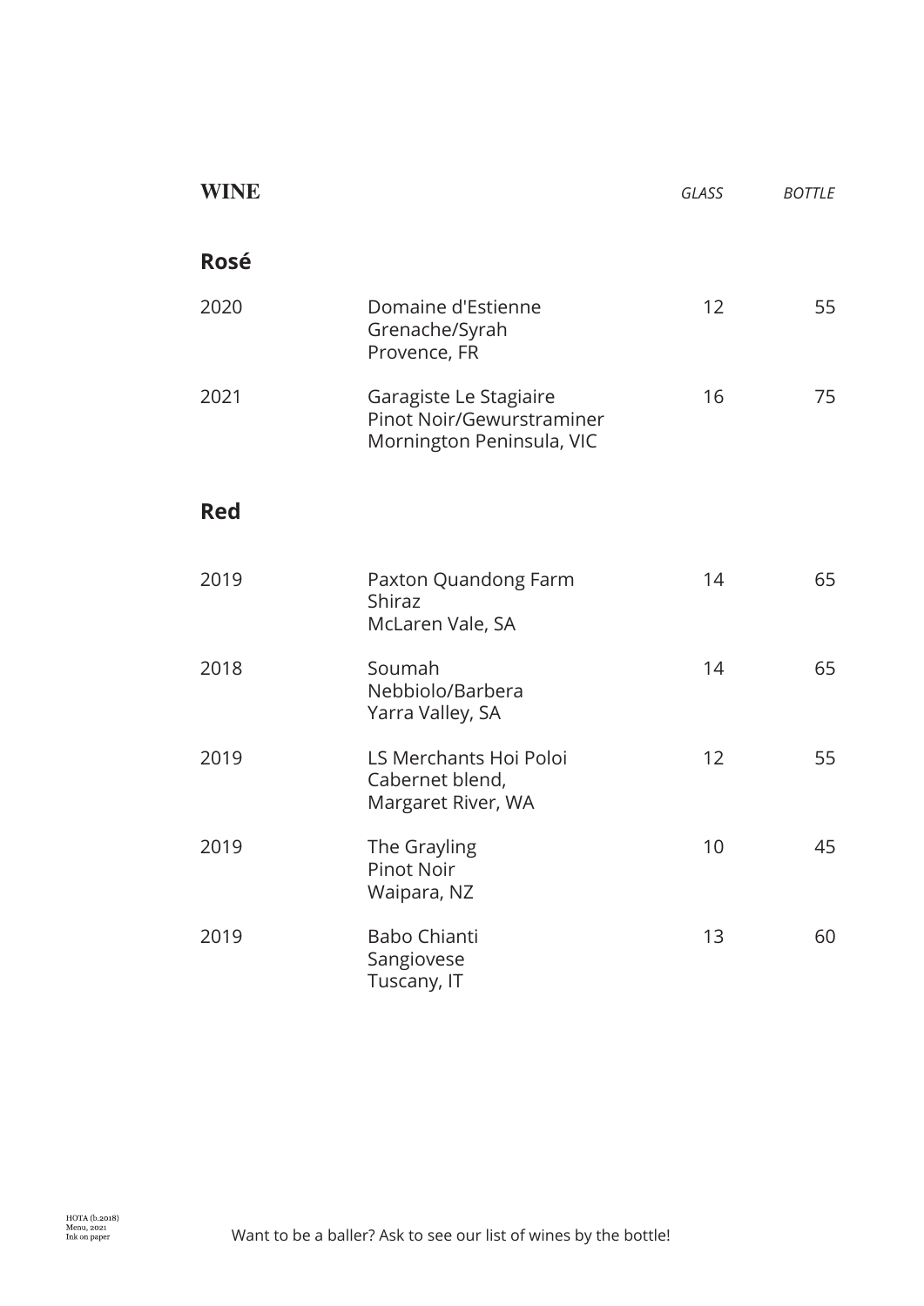# WINE

## Rosé

| | | GLASS | BOTTLE |
|---|---|---|---|
| 2020 | Domaine d'Estienne<br>Grenache/Syrah<br>Provence, FR | 12 | 55 |
| 2021 | Garagiste Le Stagiaire<br>Pinot Noir/Gewurstraminer<br>Mornington Peninsula, VIC | 16 | 75 |

## Red

| | | GLASS | BOTTLE |
|---|---|---|---|
| 2019 | Paxton Quandong Farm<br>Shiraz<br>McLaren Vale, SA | 14 | 65 |
| 2018 | Soumah<br>Nebbiolo/Barbera<br>Yarra Valley, SA | 14 | 65 |
| 2019 | LS Merchants Hoi Poloi<br>Cabernet blend,<br>Margaret River, WA | 12 | 55 |
| 2019 | The Grayling<br>Pinot Noir<br>Waipara, NZ | 10 | 45 |
| 2019 | Babo Chianti<br>Sangiovese<br>Tuscany, IT | 13 | 60 |

HOTA (b.2018)
Menu, 2021
Ink on paper

Want to be a baller? Ask to see our list of wines by the bottle!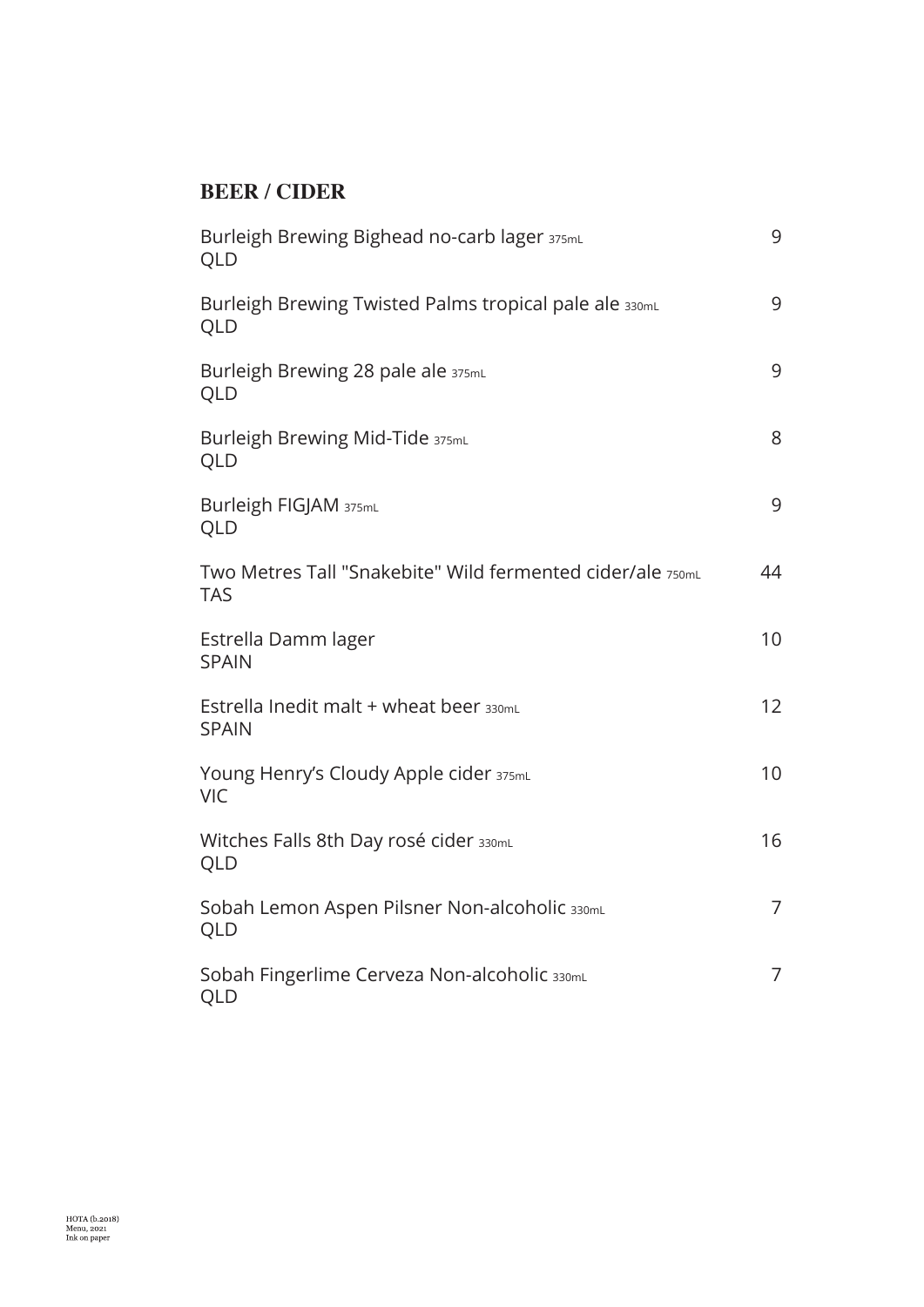## BEER / CIDER

| Item | Price |
|---|---|
| Burleigh Brewing Bighead no-carb lager 375mL<br>QLD | 9 |
| Burleigh Brewing Twisted Palms tropical pale ale 330mL<br>QLD | 9 |
| Burleigh Brewing 28 pale ale 375mL<br>QLD | 9 |
| Burleigh Brewing Mid-Tide 375mL<br>QLD | 8 |
| Burleigh FIGJAM 375mL<br>QLD | 9 |
| Two Metres Tall "Snakebite" Wild fermented cider/ale 750mL<br>TAS | 44 |
| Estrella Damm lager<br>SPAIN | 10 |
| Estrella Inedit malt + wheat beer 330mL<br>SPAIN | 12 |
| Young Henry's Cloudy Apple cider 375mL<br>VIC | 10 |
| Witches Falls 8th Day rosé cider 330mL<br>QLD | 16 |
| Sobah Lemon Aspen Pilsner Non-alcoholic 330mL<br>QLD | 7 |
| Sobah Fingerlime Cerveza Non-alcoholic 330mL<br>QLD | 7 |

HOTA (b.2018)
Menu, 2021
Ink on paper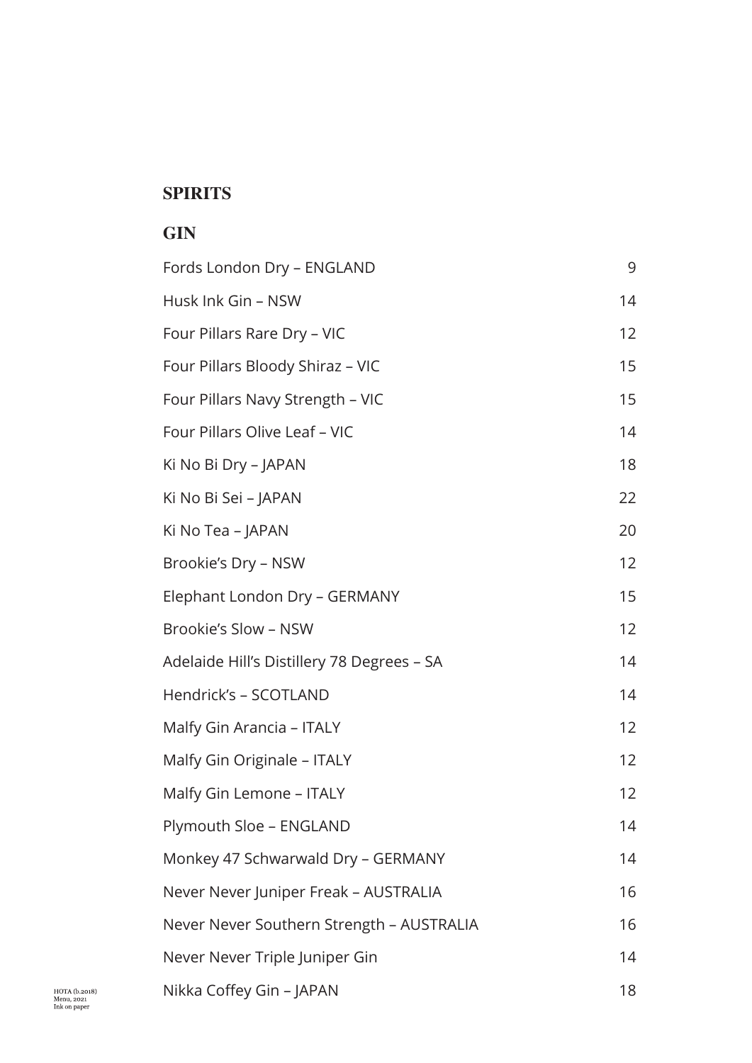## SPIRITS

### GIN

| Item | Price |
|---|---|
| Fords London Dry – ENGLAND | 9 |
| Husk Ink Gin – NSW | 14 |
| Four Pillars Rare Dry – VIC | 12 |
| Four Pillars Bloody Shiraz – VIC | 15 |
| Four Pillars Navy Strength – VIC | 15 |
| Four Pillars Olive Leaf – VIC | 14 |
| Ki No Bi Dry – JAPAN | 18 |
| Ki No Bi Sei – JAPAN | 22 |
| Ki No Tea – JAPAN | 20 |
| Brookie's Dry – NSW | 12 |
| Elephant London Dry – GERMANY | 15 |
| Brookie's Slow – NSW | 12 |
| Adelaide Hill's Distillery 78 Degrees – SA | 14 |
| Hendrick's – SCOTLAND | 14 |
| Malfy Gin Arancia – ITALY | 12 |
| Malfy Gin Originale – ITALY | 12 |
| Malfy Gin Lemone – ITALY | 12 |
| Plymouth Sloe – ENGLAND | 14 |
| Monkey 47 Schwarwald Dry – GERMANY | 14 |
| Never Never Juniper Freak – AUSTRALIA | 16 |
| Never Never Southern Strength – AUSTRALIA | 16 |
| Never Never Triple Juniper Gin | 14 |
| Nikka Coffey Gin – JAPAN | 18 |

HOTA (b.2018)
Menu, 2021
Ink on paper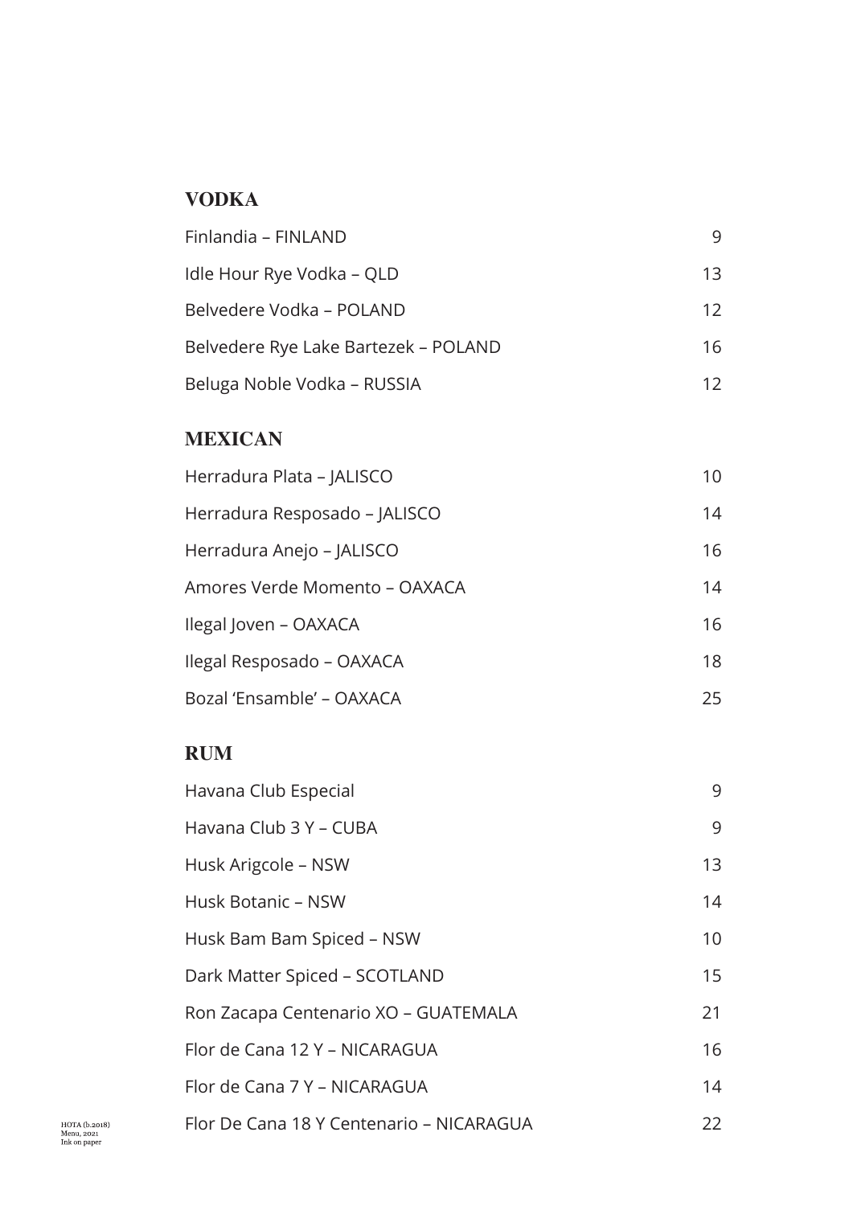## VODKA

| | |
|---|---|
| Finlandia – FINLAND | 9 |
| Idle Hour Rye Vodka – QLD | 13 |
| Belvedere Vodka – POLAND | 12 |
| Belvedere Rye Lake Bartezek – POLAND | 16 |
| Beluga Noble Vodka – RUSSIA | 12 |

## MEXICAN

| | |
|---|---|
| Herradura Plata – JALISCO | 10 |
| Herradura Resposado – JALISCO | 14 |
| Herradura Anejo – JALISCO | 16 |
| Amores Verde Momento – OAXACA | 14 |
| Ilegal Joven – OAXACA | 16 |
| Ilegal Resposado – OAXACA | 18 |
| Bozal 'Ensamble' – OAXACA | 25 |

## RUM

| | |
|---|---|
| Havana Club Especial | 9 |
| Havana Club 3 Y – CUBA | 9 |
| Husk Arigcole – NSW | 13 |
| Husk Botanic – NSW | 14 |
| Husk Bam Bam Spiced – NSW | 10 |
| Dark Matter Spiced – SCOTLAND | 15 |
| Ron Zacapa Centenario XO – GUATEMALA | 21 |
| Flor de Cana 12 Y – NICARAGUA | 16 |
| Flor de Cana 7 Y – NICARAGUA | 14 |
| Flor De Cana 18 Y Centenario – NICARAGUA | 22 |

HOTA (b.2018)
Menu, 2021
Ink on paper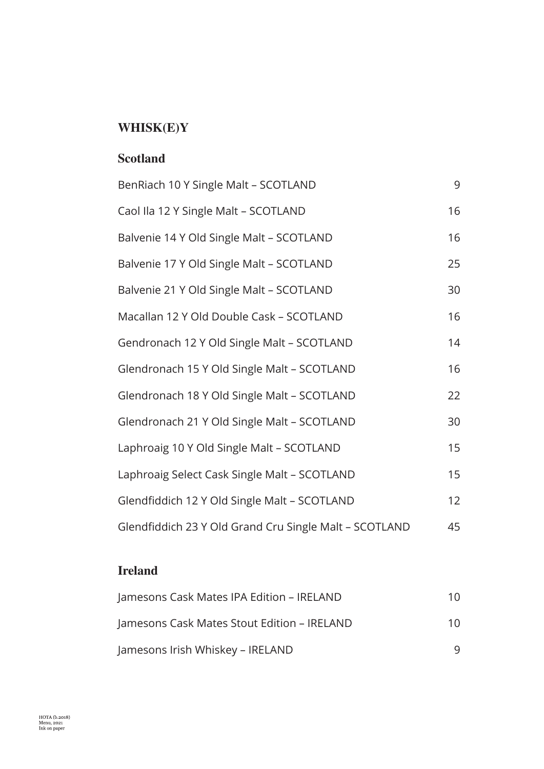# WHISK(E)Y

## Scotland

| | |
|---|---|
| BenRiach 10 Y Single Malt – SCOTLAND | 9 |
| Caol Ila 12 Y Single Malt – SCOTLAND | 16 |
| Balvenie 14 Y Old Single Malt – SCOTLAND | 16 |
| Balvenie 17 Y Old Single Malt – SCOTLAND | 25 |
| Balvenie 21 Y Old Single Malt – SCOTLAND | 30 |
| Macallan 12 Y Old Double Cask – SCOTLAND | 16 |
| Gendronach 12 Y Old Single Malt – SCOTLAND | 14 |
| Glendronach 15 Y Old Single Malt – SCOTLAND | 16 |
| Glendronach 18 Y Old Single Malt – SCOTLAND | 22 |
| Glendronach 21 Y Old Single Malt – SCOTLAND | 30 |
| Laphroaig 10 Y Old Single Malt – SCOTLAND | 15 |
| Laphroaig Select Cask Single Malt – SCOTLAND | 15 |
| Glendfiddich 12 Y Old Single Malt – SCOTLAND | 12 |
| Glendfiddich 23 Y Old Grand Cru Single Malt – SCOTLAND | 45 |

## Ireland

| | |
|---|---|
| Jamesons Cask Mates IPA Edition – IRELAND | 10 |
| Jamesons Cask Mates Stout Edition – IRELAND | 10 |
| Jamesons Irish Whiskey – IRELAND | 9 |

HOTA (b.2018)
Menu, 2021
Ink on paper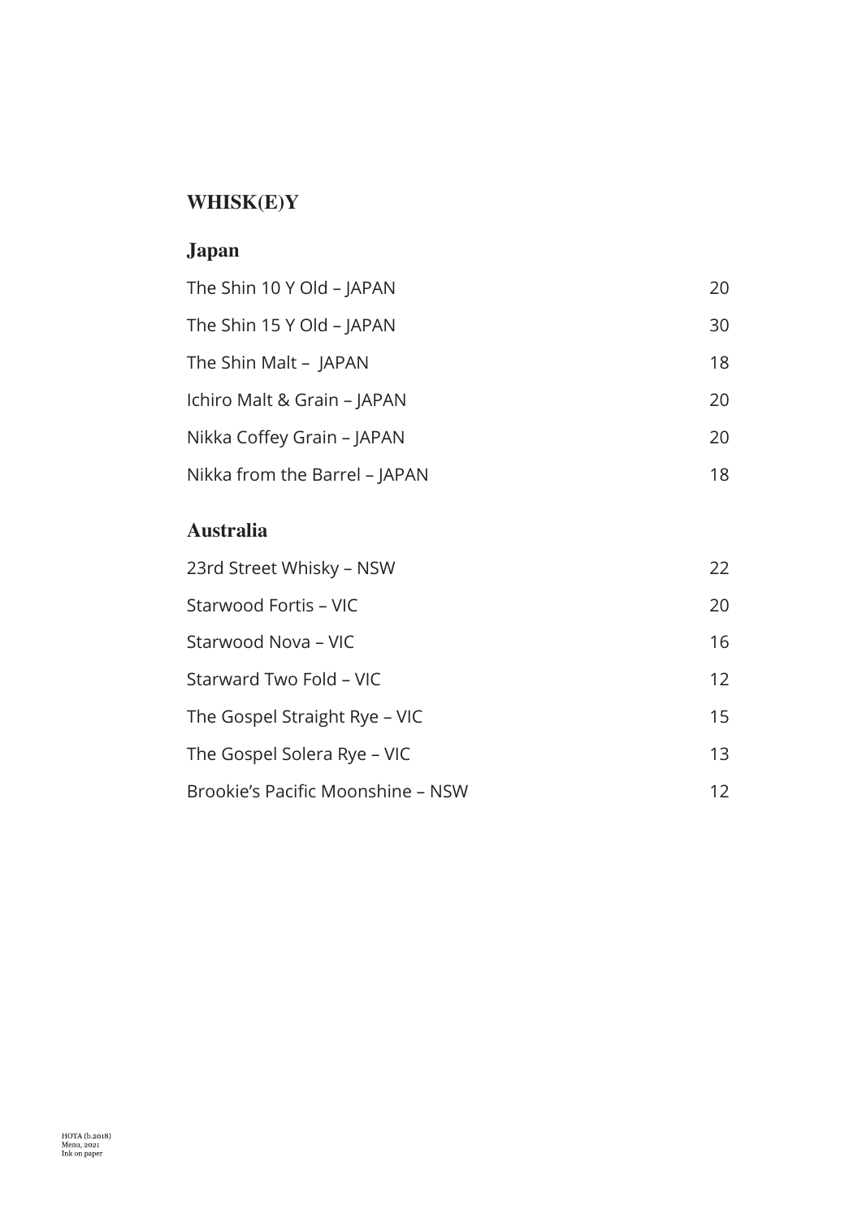# WHISK(E)Y

## Japan

| | |
|---|---|
| The Shin 10 Y Old – JAPAN | 20 |
| The Shin 15 Y Old – JAPAN | 30 |
| The Shin Malt – JAPAN | 18 |
| Ichiro Malt & Grain – JAPAN | 20 |
| Nikka Coffey Grain – JAPAN | 20 |
| Nikka from the Barrel – JAPAN | 18 |

## Australia

| | |
|---|---|
| 23rd Street Whisky – NSW | 22 |
| Starwood Fortis – VIC | 20 |
| Starwood Nova – VIC | 16 |
| Starward Two Fold – VIC | 12 |
| The Gospel Straight Rye – VIC | 15 |
| The Gospel Solera Rye – VIC | 13 |
| Brookie's Pacific Moonshine – NSW | 12 |

HOTA (b.2018)
Menu, 2021
Ink on paper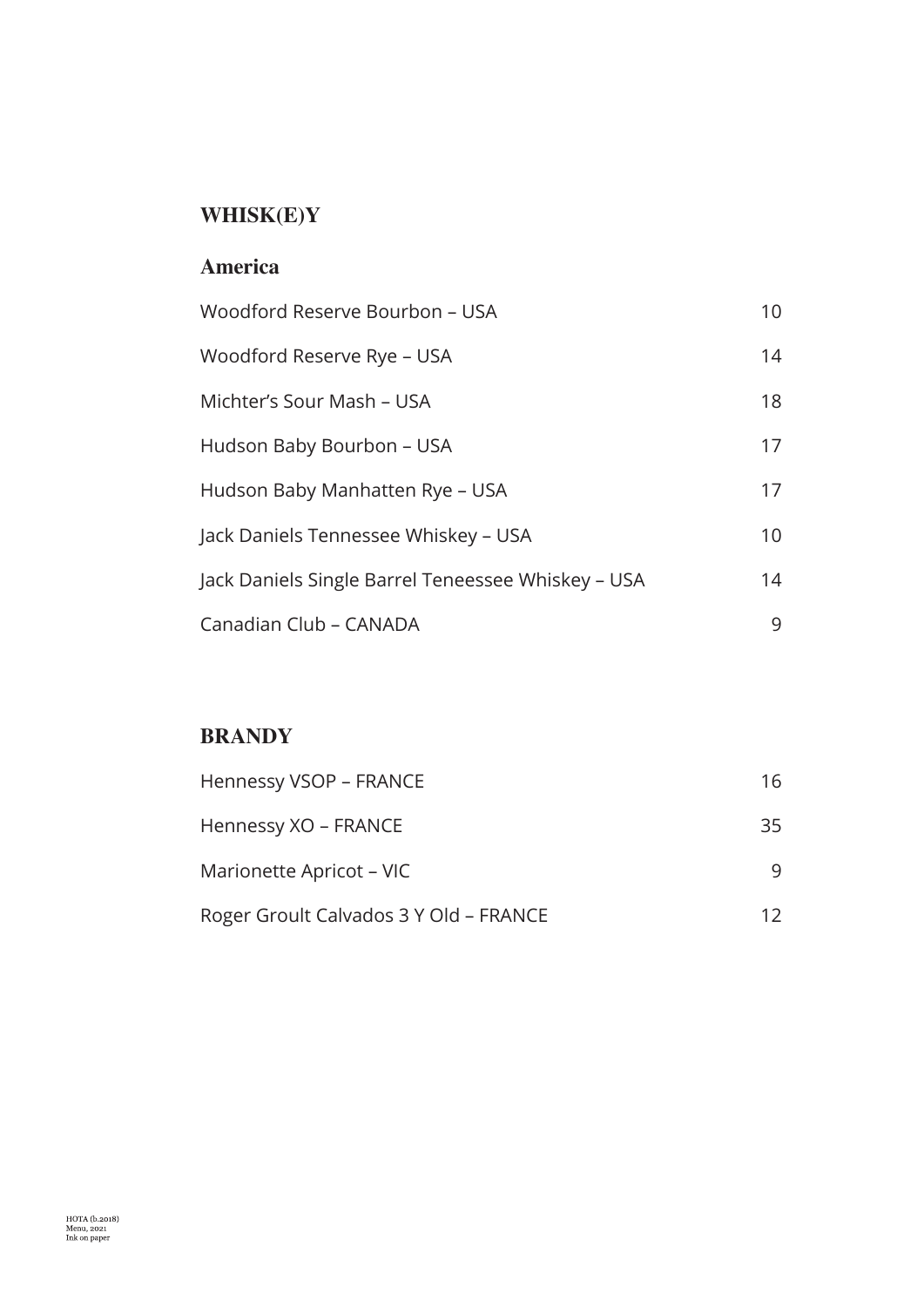## WHISK(E)Y

### America

| | |
|---|---|
| Woodford Reserve Bourbon – USA | 10 |
| Woodford Reserve Rye – USA | 14 |
| Michter's Sour Mash – USA | 18 |
| Hudson Baby Bourbon – USA | 17 |
| Hudson Baby Manhatten Rye – USA | 17 |
| Jack Daniels Tennessee Whiskey – USA | 10 |
| Jack Daniels Single Barrel Teneessee Whiskey – USA | 14 |
| Canadian Club – CANADA | 9 |

## BRANDY

| | |
|---|---|
| Hennessy VSOP – FRANCE | 16 |
| Hennessy XO – FRANCE | 35 |
| Marionette Apricot – VIC | 9 |
| Roger Groult Calvados 3 Y Old – FRANCE | 12 |

HOTA (b.2018)
Menu, 2021
Ink on paper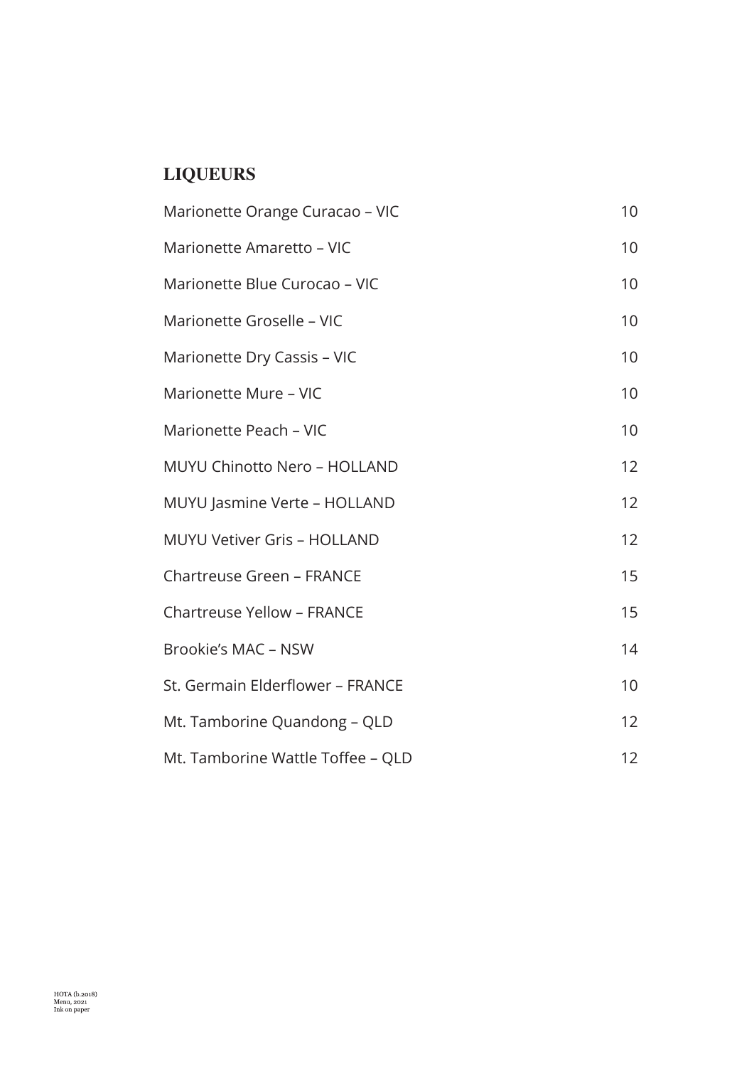## LIQUEURS

| | |
|---|---|
| Marionette Orange Curacao – VIC | 10 |
| Marionette Amaretto – VIC | 10 |
| Marionette Blue Curocao – VIC | 10 |
| Marionette Groselle – VIC | 10 |
| Marionette Dry Cassis – VIC | 10 |
| Marionette Mure – VIC | 10 |
| Marionette Peach – VIC | 10 |
| MUYU Chinotto Nero – HOLLAND | 12 |
| MUYU Jasmine Verte – HOLLAND | 12 |
| MUYU Vetiver Gris – HOLLAND | 12 |
| Chartreuse Green – FRANCE | 15 |
| Chartreuse Yellow – FRANCE | 15 |
| Brookie's MAC – NSW | 14 |
| St. Germain Elderflower – FRANCE | 10 |
| Mt. Tamborine Quandong – QLD | 12 |
| Mt. Tamborine Wattle Toffee – QLD | 12 |

HOTA (b.2018)
Menu, 2021
Ink on paper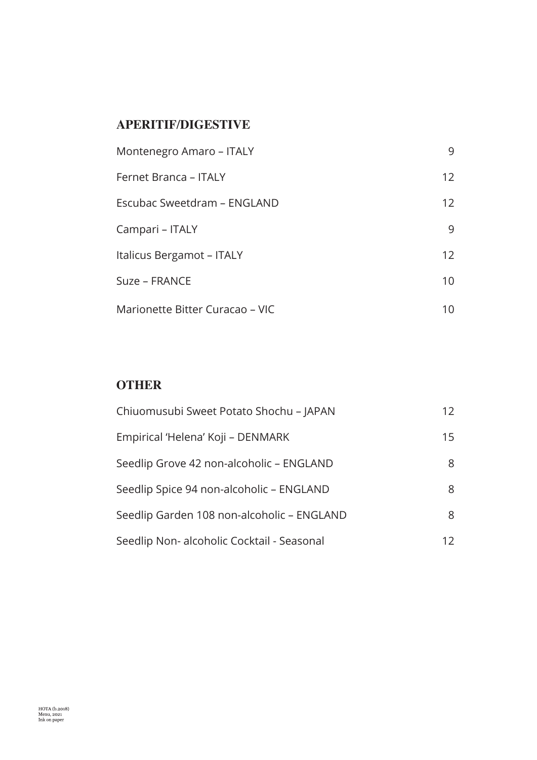## APERITIF/DIGESTIVE

| | |
|---|---|
| Montenegro Amaro – ITALY | 9 |
| Fernet Branca – ITALY | 12 |
| Escubac Sweetdram – ENGLAND | 12 |
| Campari – ITALY | 9 |
| Italicus Bergamot – ITALY | 12 |
| Suze – FRANCE | 10 |
| Marionette Bitter Curacao – VIC | 10 |

## OTHER

| | |
|---|---|
| Chiuomusubi Sweet Potato Shochu – JAPAN | 12 |
| Empirical 'Helena' Koji – DENMARK | 15 |
| Seedlip Grove 42 non-alcoholic – ENGLAND | 8 |
| Seedlip Spice 94 non-alcoholic – ENGLAND | 8 |
| Seedlip Garden 108 non-alcoholic – ENGLAND | 8 |
| Seedlip Non- alcoholic Cocktail - Seasonal | 12 |

HOTA (b.2018)
Menu, 2021
Ink on paper